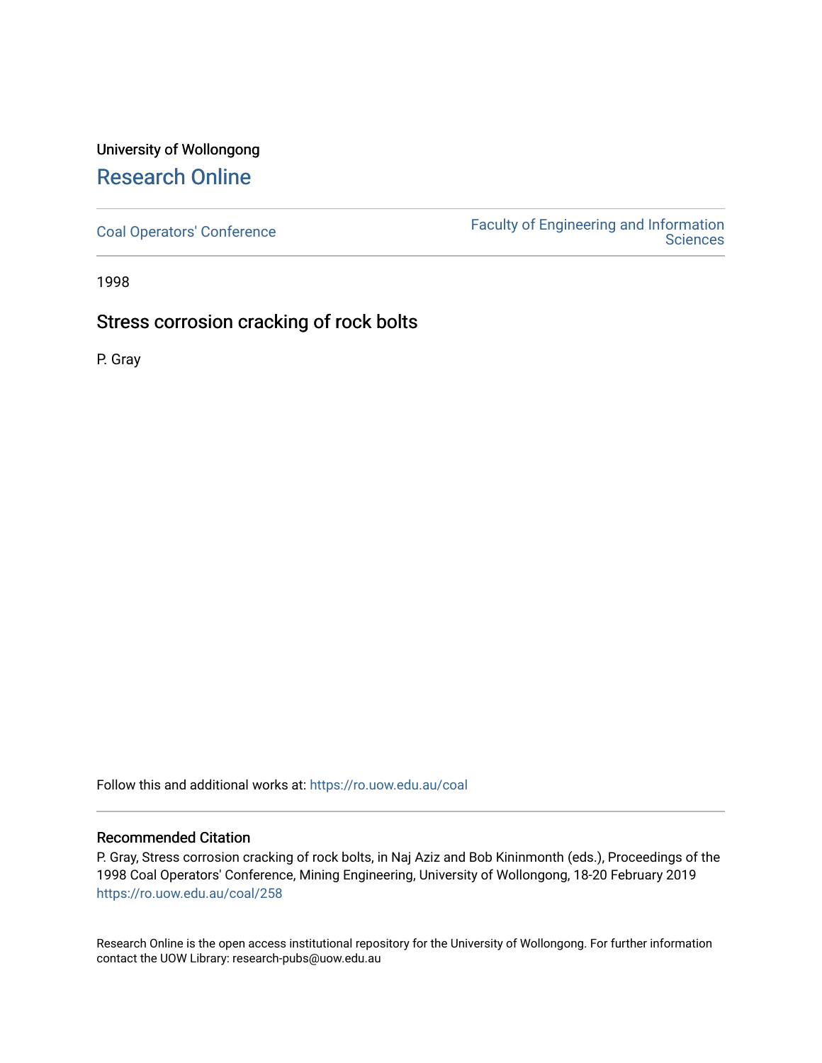University of Wollongong

# Research Online

Coal Operators' Conference

Faculty of Engineering and Information Sciences

1998

## Stress corrosion cracking of rock bolts

P. Gray

Follow this and additional works at: https://ro.uow.edu.au/coal

### Recommended Citation

P. Gray, Stress corrosion cracking of rock bolts, in Naj Aziz and Bob Kininmonth (eds.), Proceedings of the 1998 Coal Operators' Conference, Mining Engineering, University of Wollongong, 18-20 February 2019
https://ro.uow.edu.au/coal/258

Research Online is the open access institutional repository for the University of Wollongong. For further information contact the UOW Library: research-pubs@uow.edu.au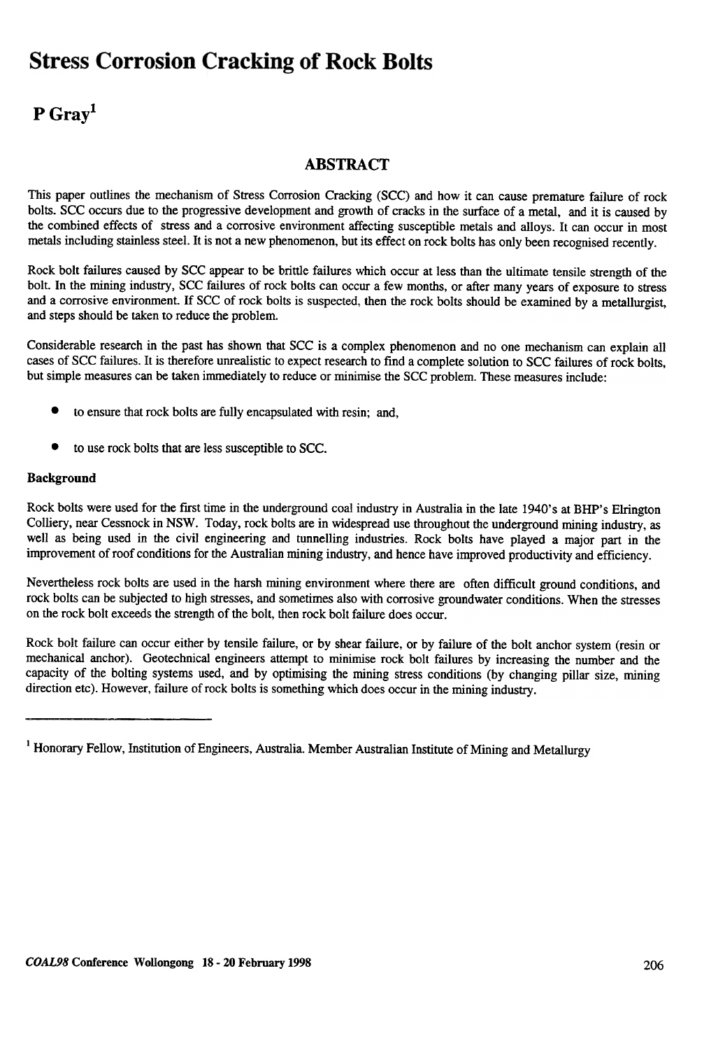# Stress Corrosion Cracking of Rock Bolts

## P Gray[1]

### ABSTRACT

This paper outlines the mechanism of Stress Corrosion Cracking (SCC) and how it can cause premature failure of rock bolts. SCC occurs due to the progressive development and growth of cracks in the surface of a metal, and it is caused by the combined effects of stress and a corrosive environment affecting susceptible metals and alloys. It can occur in most metals including stainless steel. It is not a new phenomenon, but its effect on rock bolts has only been recognised recently.

Rock bolt failures caused by SCC appear to be brittle failures which occur at less than the ultimate tensile strength of the bolt. In the mining industry, SCC failures of rock bolts can occur a few months, or after many years of exposure to stress and a corrosive environment. If SCC of rock bolts is suspected, then the rock bolts should be examined by a metallurgist, and steps should be taken to reduce the problem.

Considerable research in the past has shown that SCC is a complex phenomenon and no one mechanism can explain all cases of SCC failures. It is therefore unrealistic to expect research to find a complete solution to SCC failures of rock bolts, but simple measures can be taken immediately to reduce or minimise the SCC problem. These measures include:

- to ensure that rock bolts are fully encapsulated with resin; and,
- to use rock bolts that are less susceptible to SCC.

**Background**

Rock bolts were used for the first time in the underground coal industry in Australia in the late 1940's at BHP's Elrington Colliery, near Cessnock in NSW. Today, rock bolts are in widespread use throughout the underground mining industry, as well as being used in the civil engineering and tunnelling industries. Rock bolts have played a major part in the improvement of roof conditions for the Australian mining industry, and hence have improved productivity and efficiency.

Nevertheless rock bolts are used in the harsh mining environment where there are often difficult ground conditions, and rock bolts can be subjected to high stresses, and sometimes also with corrosive groundwater conditions. When the stresses on the rock bolt exceeds the strength of the bolt, then rock bolt failure does occur.

Rock bolt failure can occur either by tensile failure, or by shear failure, or by failure of the bolt anchor system (resin or mechanical anchor). Geotechnical engineers attempt to minimise rock bolt failures by increasing the number and the capacity of the bolting systems used, and by optimising the mining stress conditions (by changing pillar size, mining direction etc). However, failure of rock bolts is something which does occur in the mining industry.

---

[1] Honorary Fellow, Institution of Engineers, Australia. Member Australian Institute of Mining and Metallurgy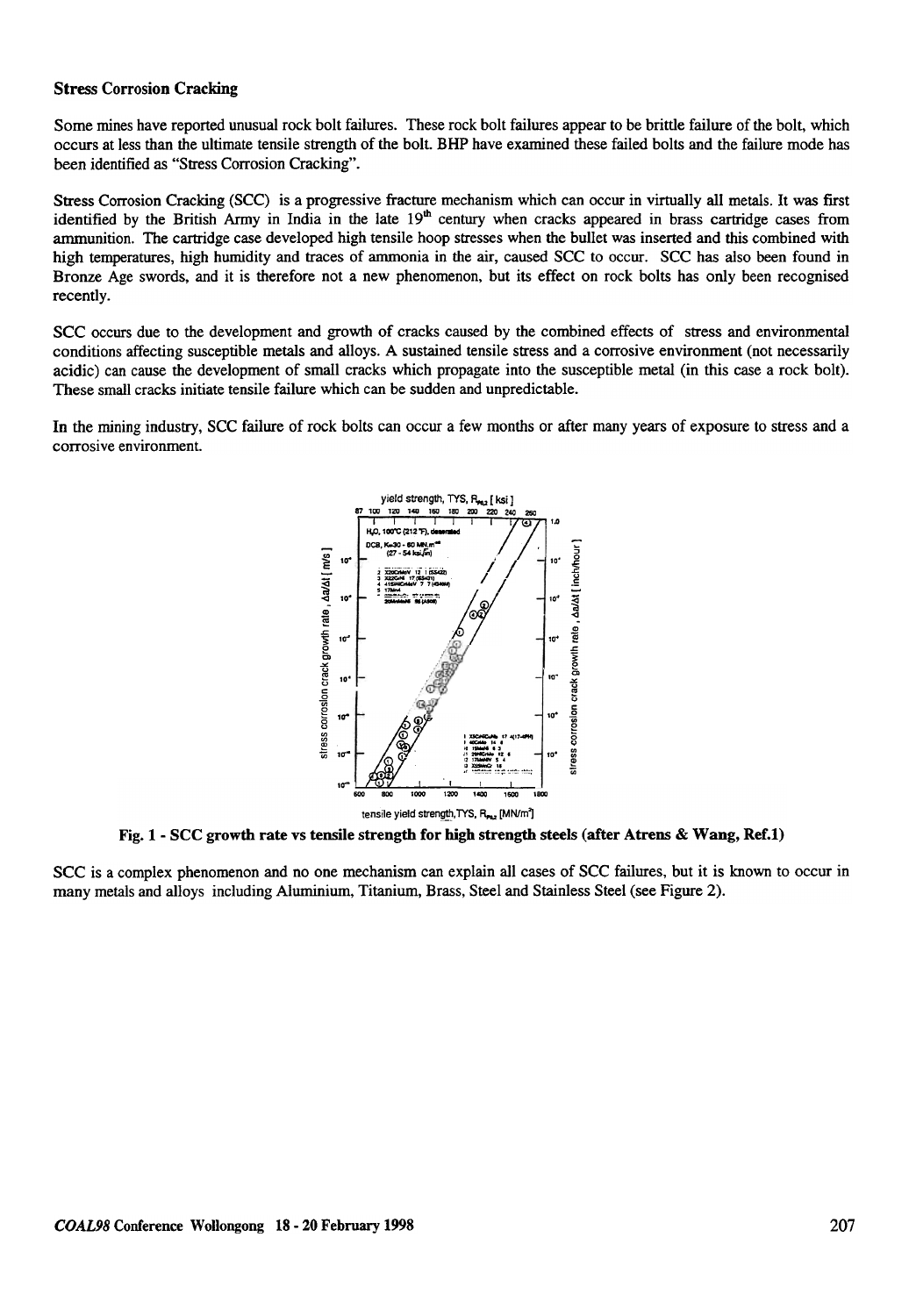### Stress Corrosion Cracking

Some mines have reported unusual rock bolt failures. These rock bolt failures appear to be brittle failure of the bolt, which occurs at less than the ultimate tensile strength of the bolt. BHP have examined these failed bolts and the failure mode has been identified as "Stress Corrosion Cracking".

Stress Corrosion Cracking (SCC) is a progressive fracture mechanism which can occur in virtually all metals. It was first identified by the British Army in India in the late 19[th] century when cracks appeared in brass cartridge cases from ammunition. The cartridge case developed high tensile hoop stresses when the bullet was inserted and this combined with high temperatures, high humidity and traces of ammonia in the air, caused SCC to occur. SCC has also been found in Bronze Age swords, and it is therefore not a new phenomenon, but its effect on rock bolts has only been recognised recently.

SCC occurs due to the development and growth of cracks caused by the combined effects of stress and environmental conditions affecting susceptible metals and alloys. A sustained tensile stress and a corrosive environment (not necessarily acidic) can cause the development of small cracks which propagate into the susceptible metal (in this case a rock bolt). These small cracks initiate tensile failure which can be sudden and unpredictable.

In the mining industry, SCC failure of rock bolts can occur a few months or after many years of exposure to stress and a corrosive environment.

**Fig. 1 - SCC growth rate vs tensile strength for high strength steels (after Atrens & Wang, Ref.1)**

SCC is a complex phenomenon and no one mechanism can explain all cases of SCC failures, but it is known to occur in many metals and alloys including Aluminium, Titanium, Brass, Steel and Stainless Steel (see Figure 2).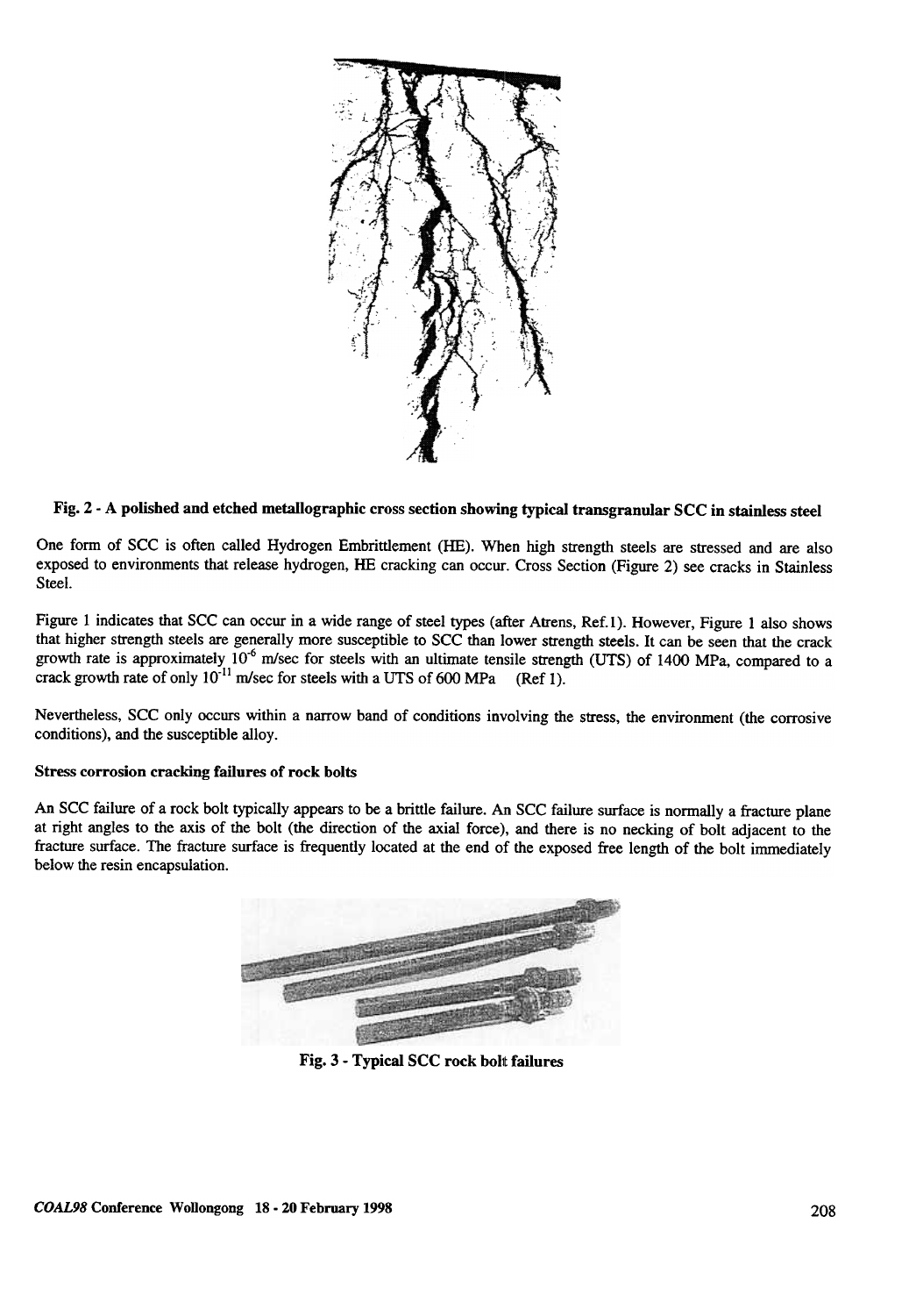**Fig. 2 - A polished and etched metallographic cross section showing typical transgranular SCC in stainless steel**

One form of SCC is often called Hydrogen Embrittlement (HE). When high strength steels are stressed and are also exposed to environments that release hydrogen, HE cracking can occur. Cross Section (Figure 2) see cracks in Stainless Steel.

Figure 1 indicates that SCC can occur in a wide range of steel types (after Atrens, Ref.1). However, Figure 1 also shows that higher strength steels are generally more susceptible to SCC than lower strength steels. It can be seen that the crack growth rate is approximately $10^{-6}$ m/sec for steels with an ultimate tensile strength (UTS) of 1400 MPa, compared to a crack growth rate of only $10^{-11}$ m/sec for steels with a UTS of 600 MPa (Ref 1).

Nevertheless, SCC only occurs within a narrow band of conditions involving the stress, the environment (the corrosive conditions), and the susceptible alloy.

**Stress corrosion cracking failures of rock bolts**

An SCC failure of a rock bolt typically appears to be a brittle failure. An SCC failure surface is normally a fracture plane at right angles to the axis of the bolt (the direction of the axial force), and there is no necking of bolt adjacent to the fracture surface. The fracture surface is frequently located at the end of the exposed free length of the bolt immediately below the resin encapsulation.

**Fig. 3 - Typical SCC rock bolt failures**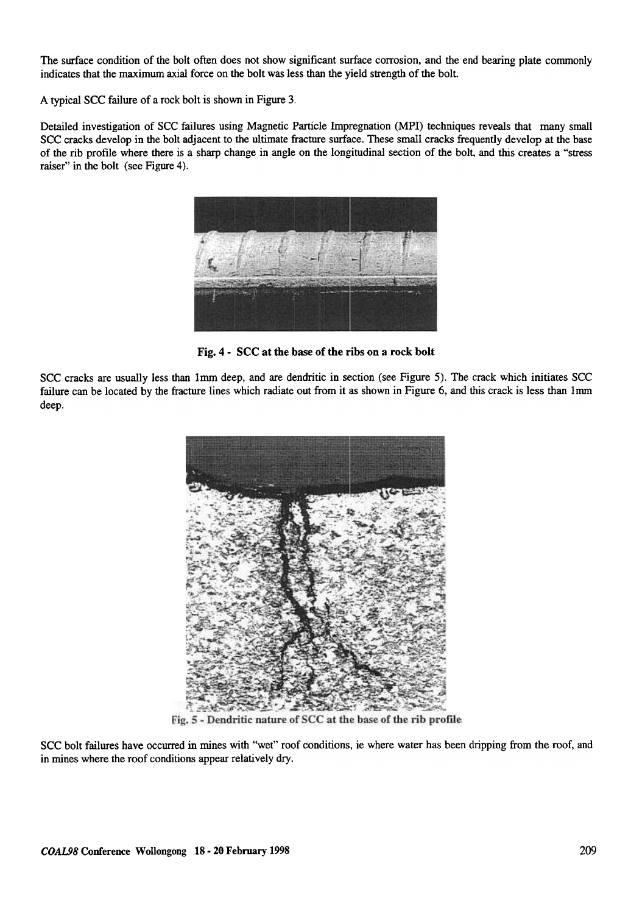The surface condition of the bolt often does not show significant surface corrosion, and the end bearing plate commonly indicates that the maximum axial force on the bolt was less than the yield strength of the bolt.

A typical SCC failure of a rock bolt is shown in Figure 3.

Detailed investigation of SCC failures using Magnetic Particle Impregnation (MPI) techniques reveals that many small SCC cracks develop in the bolt adjacent to the ultimate fracture surface. These small cracks frequently develop at the base of the rib profile where there is a sharp change in angle on the longitudinal section of the bolt, and this creates a "stress raiser" in the bolt (see Figure 4).

**Fig. 4 - SCC at the base of the ribs on a rock bolt**

SCC cracks are usually less than 1mm deep, and are dendritic in section (see Figure 5). The crack which initiates SCC failure can be located by the fracture lines which radiate out from it as shown in Figure 6, and this crack is less than 1mm deep.

Fig. 5 - Dendritic nature of SCC at the base of the rib profile

SCC bolt failures have occurred in mines with "wet" roof conditions, ie where water has been dripping from the roof, and in mines where the roof conditions appear relatively dry.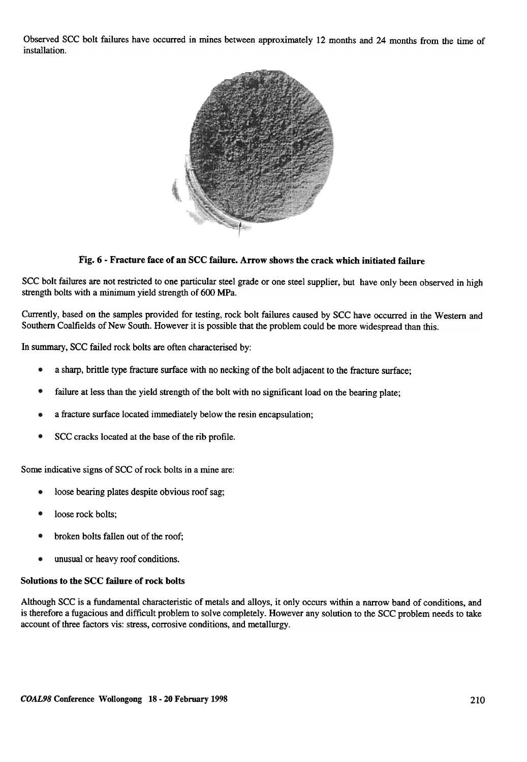Observed SCC bolt failures have occurred in mines between approximately 12 months and 24 months from the time of installation.

**Fig. 6 - Fracture face of an SCC failure. Arrow shows the crack which initiated failure**

SCC bolt failures are not restricted to one particular steel grade or one steel supplier, but have only been observed in high strength bolts with a minimum yield strength of 600 MPa.

Currently, based on the samples provided for testing, rock bolt failures caused by SCC have occurred in the Western and Southern Coalfields of New South. However it is possible that the problem could be more widespread than this.

In summary, SCC failed rock bolts are often characterised by:

- a sharp, brittle type fracture surface with no necking of the bolt adjacent to the fracture surface;
- failure at less than the yield strength of the bolt with no significant load on the bearing plate;
- a fracture surface located immediately below the resin encapsulation;
- SCC cracks located at the base of the rib profile.

Some indicative signs of SCC of rock bolts in a mine are:

- loose bearing plates despite obvious roof sag;
- loose rock bolts;
- broken bolts fallen out of the roof;
- unusual or heavy roof conditions.

**Solutions to the SCC failure of rock bolts**

Although SCC is a fundamental characteristic of metals and alloys, it only occurs within a narrow band of conditions, and is therefore a fugacious and difficult problem to solve completely. However any solution to the SCC problem needs to take account of three factors vis: stress, corrosive conditions, and metallurgy.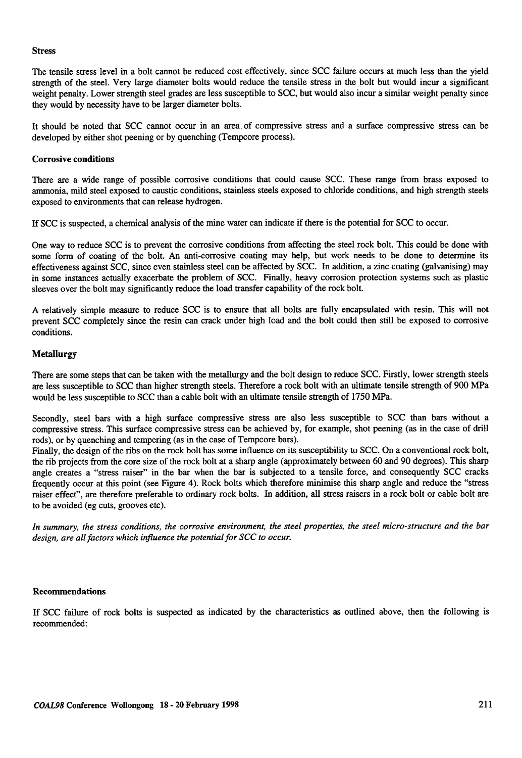### Stress

The tensile stress level in a bolt cannot be reduced cost effectively, since SCC failure occurs at much less than the yield strength of the steel. Very large diameter bolts would reduce the tensile stress in the bolt but would incur a significant weight penalty. Lower strength steel grades are less susceptible to SCC, but would also incur a similar weight penalty since they would by necessity have to be larger diameter bolts.

It should be noted that SCC cannot occur in an area of compressive stress and a surface compressive stress can be developed by either shot peening or by quenching (Tempcore process).

### Corrosive conditions

There are a wide range of possible corrosive conditions that could cause SCC. These range from brass exposed to ammonia, mild steel exposed to caustic conditions, stainless steels exposed to chloride conditions, and high strength steels exposed to environments that can release hydrogen.

If SCC is suspected, a chemical analysis of the mine water can indicate if there is the potential for SCC to occur.

One way to reduce SCC is to prevent the corrosive conditions from affecting the steel rock bolt. This could be done with some form of coating of the bolt. An anti-corrosive coating may help, but work needs to be done to determine its effectiveness against SCC, since even stainless steel can be affected by SCC. In addition, a zinc coating (galvanising) may in some instances actually exacerbate the problem of SCC. Finally, heavy corrosion protection systems such as plastic sleeves over the bolt may significantly reduce the load transfer capability of the rock bolt.

A relatively simple measure to reduce SCC is to ensure that all bolts are fully encapsulated with resin. This will not prevent SCC completely since the resin can crack under high load and the bolt could then still be exposed to corrosive conditions.

### Metallurgy

There are some steps that can be taken with the metallurgy and the bolt design to reduce SCC. Firstly, lower strength steels are less susceptible to SCC than higher strength steels. Therefore a rock bolt with an ultimate tensile strength of 900 MPa would be less susceptible to SCC than a cable bolt with an ultimate tensile strength of 1750 MPa.

Secondly, steel bars with a high surface compressive stress are also less susceptible to SCC than bars without a compressive stress. This surface compressive stress can be achieved by, for example, shot peening (as in the case of drill rods), or by quenching and tempering (as in the case of Tempcore bars).

Finally, the design of the ribs on the rock bolt has some influence on its susceptibility to SCC. On a conventional rock bolt, the rib projects from the core size of the rock bolt at a sharp angle (approximately between 60 and 90 degrees). This sharp angle creates a "stress raiser" in the bar when the bar is subjected to a tensile force, and consequently SCC cracks frequently occur at this point (see Figure 4). Rock bolts which therefore minimise this sharp angle and reduce the "stress raiser effect", are therefore preferable to ordinary rock bolts. In addition, all stress raisers in a rock bolt or cable bolt are to be avoided (eg cuts, grooves etc).

*In summary, the stress conditions, the corrosive environment, the steel properties, the steel micro-structure and the bar design, are all factors which influence the potential for SCC to occur.*

### Recommendations

If SCC failure of rock bolts is suspected as indicated by the characteristics as outlined above, then the following is recommended: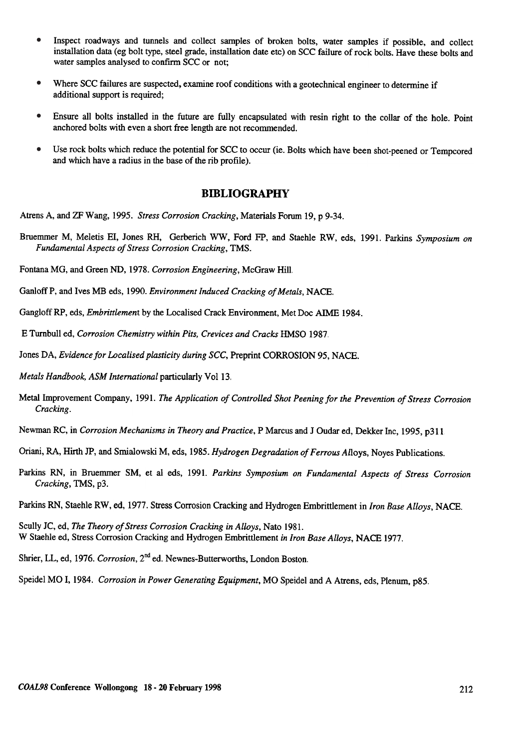- Inspect roadways and tunnels and collect samples of broken bolts, water samples if possible, and collect installation data (eg bolt type, steel grade, installation date etc) on SCC failure of rock bolts. Have these bolts and water samples analysed to confirm SCC or not;

- Where SCC failures are suspected, examine roof conditions with a geotechnical engineer to determine if additional support is required;

- Ensure all bolts installed in the future are fully encapsulated with resin right to the collar of the hole. Point anchored bolts with even a short free length are not recommended.

- Use rock bolts which reduce the potential for SCC to occur (ie. Bolts which have been shot-peened or Tempcored and which have a radius in the base of the rib profile).

## BIBLIOGRAPHY

Atrens A, and ZF Wang, 1995. *Stress Corrosion Cracking*, Materials Forum 19, p 9-34.

Bruemmer M, Meletis EI, Jones RH, Gerberich WW, Ford FP, and Staehle RW, eds, 1991. Parkins *Symposium on Fundamental Aspects of Stress Corrosion Cracking*, TMS.

Fontana MG, and Green ND, 1978. *Corrosion Engineering*, McGraw Hill.

Ganloff P, and Ives MB eds, 1990. *Environment Induced Cracking of Metals*, NACE.

Gangloff RP, eds, *Embrittlement* by the Localised Crack Environment, Met Doc AIME 1984.

E Turnbull ed, *Corrosion Chemistry within Pits, Crevices and Cracks* HMSO 1987.

Jones DA, *Evidence for Localised plasticity during SCC*, Preprint CORROSION 95, NACE.

*Metals Handbook, ASM International* particularly Vol 13.

Metal Improvement Company, 1991. *The Application of Controlled Shot Peening for the Prevention of Stress Corrosion Cracking*.

Newman RC, in *Corrosion Mechanisms in Theory and Practice*, P Marcus and J Oudar ed, Dekker Inc, 1995, p311

Oriani, RA, Hirth JP, and Smialowski M, eds, 1985. *Hydrogen Degradation of Ferrous Alloys*, Noyes Publications.

Parkins RN, in Bruemmer SM, et al eds, 1991. *Parkins Symposium on Fundamental Aspects of Stress Corrosion Cracking*, TMS, p3.

Parkins RN, Staehle RW, ed, 1977. Stress Corrosion Cracking and Hydrogen Embrittlement in *Iron Base Alloys*, NACE.

Scully JC, ed, *The Theory of Stress Corrosion Cracking in Alloys*, Nato 1981.
W Staehle ed, Stress Corrosion Cracking and Hydrogen Embrittlement *in Iron Base Alloys*, NACE 1977.

Shrier, LL, ed, 1976. *Corrosion*, 2nd ed. Newnes-Butterworths, London Boston.

Speidel MO I, 1984. *Corrosion in Power Generating Equipment*, MO Speidel and A Atrens, eds, Plenum, p85.